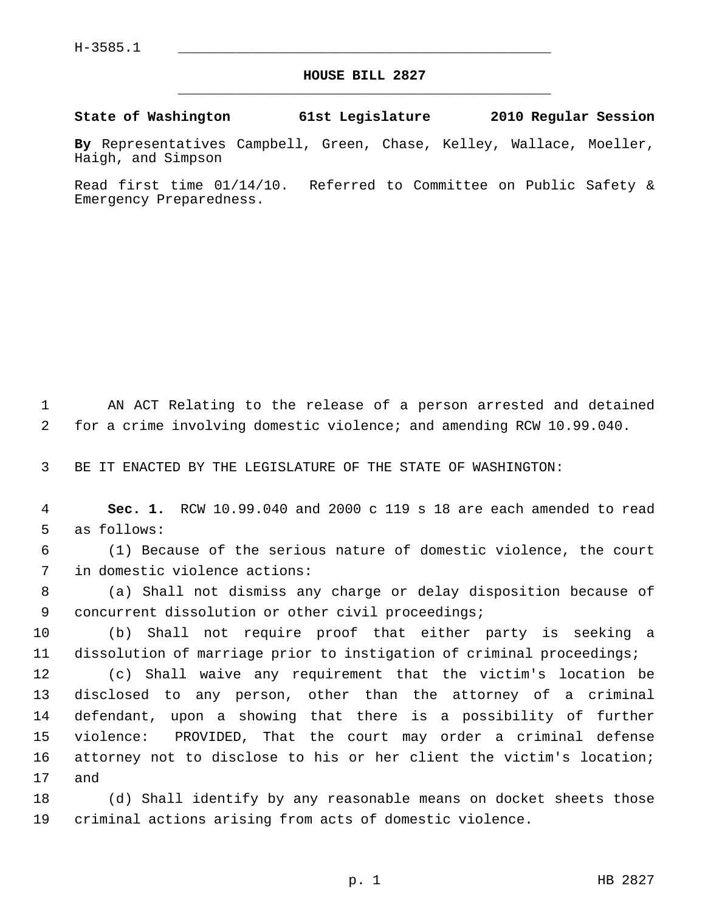H-3585.1

## HOUSE BILL 2827

**State of Washington 61st Legislature 2010 Regular Session**

**By** Representatives Campbell, Green, Chase, Kelley, Wallace, Moeller, Haigh, and Simpson

Read first time 01/14/10. Referred to Committee on Public Safety & Emergency Preparedness.

AN ACT Relating to the release of a person arrested and detained for a crime involving domestic violence; and amending RCW 10.99.040.

BE IT ENACTED BY THE LEGISLATURE OF THE STATE OF WASHINGTON:

**Sec. 1.** RCW 10.99.040 and 2000 c 119 s 18 are each amended to read as follows:

(1) Because of the serious nature of domestic violence, the court in domestic violence actions:

(a) Shall not dismiss any charge or delay disposition because of concurrent dissolution or other civil proceedings;

(b) Shall not require proof that either party is seeking a dissolution of marriage prior to instigation of criminal proceedings;

(c) Shall waive any requirement that the victim's location be disclosed to any person, other than the attorney of a criminal defendant, upon a showing that there is a possibility of further violence: PROVIDED, That the court may order a criminal defense attorney not to disclose to his or her client the victim's location; and

(d) Shall identify by any reasonable means on docket sheets those criminal actions arising from acts of domestic violence.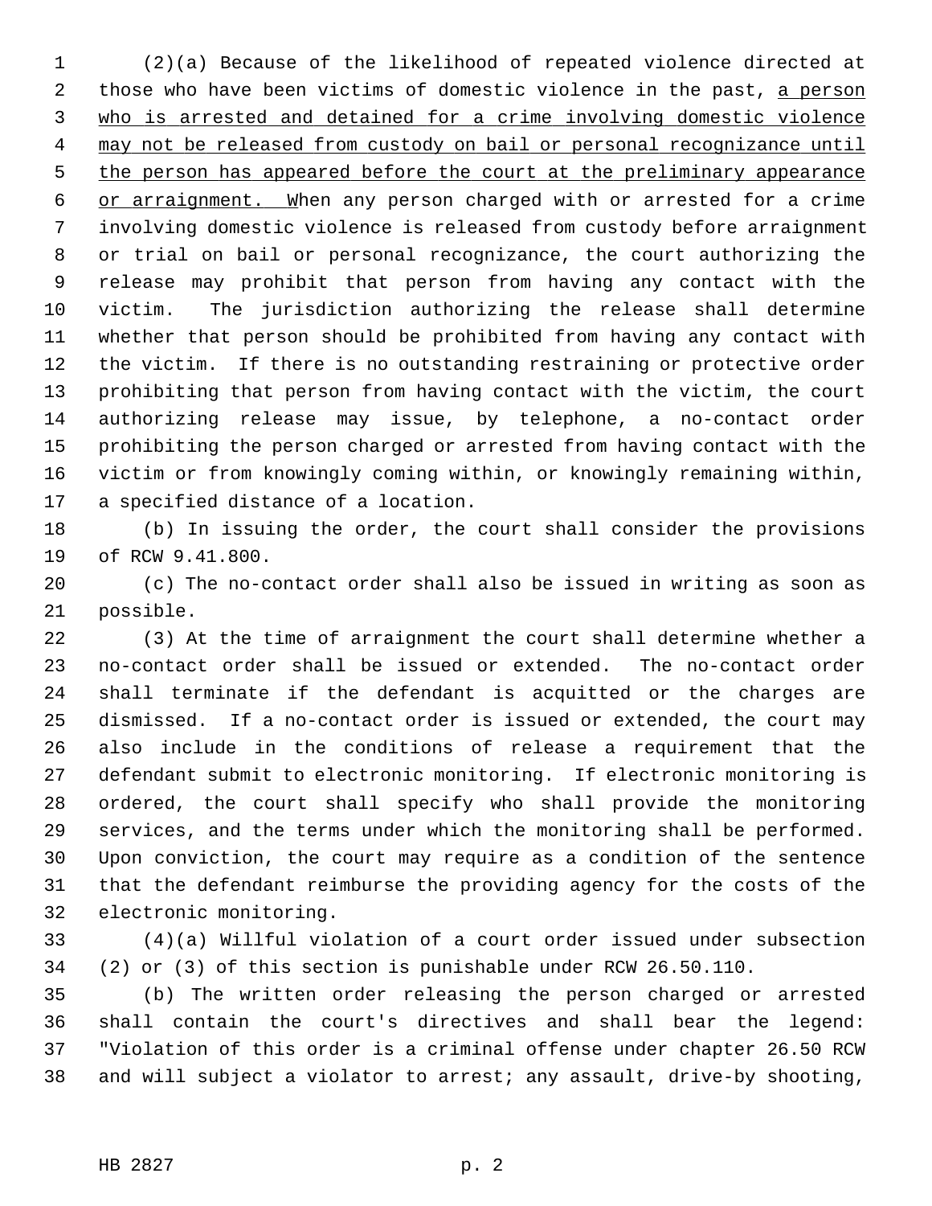(2)(a) Because of the likelihood of repeated violence directed at those who have been victims of domestic violence in the past, <u>a person who is arrested and detained for a crime involving domestic violence may not be released from custody on bail or personal recognizance until the person has appeared before the court at the preliminary appearance or arraignment. W</u>hen any person charged with or arrested for a crime involving domestic violence is released from custody before arraignment or trial on bail or personal recognizance, the court authorizing the release may prohibit that person from having any contact with the victim. The jurisdiction authorizing the release shall determine whether that person should be prohibited from having any contact with the victim. If there is no outstanding restraining or protective order prohibiting that person from having contact with the victim, the court authorizing release may issue, by telephone, a no-contact order prohibiting the person charged or arrested from having contact with the victim or from knowingly coming within, or knowingly remaining within, a specified distance of a location.

(b) In issuing the order, the court shall consider the provisions of RCW 9.41.800.

(c) The no-contact order shall also be issued in writing as soon as possible.

(3) At the time of arraignment the court shall determine whether a no-contact order shall be issued or extended. The no-contact order shall terminate if the defendant is acquitted or the charges are dismissed. If a no-contact order is issued or extended, the court may also include in the conditions of release a requirement that the defendant submit to electronic monitoring. If electronic monitoring is ordered, the court shall specify who shall provide the monitoring services, and the terms under which the monitoring shall be performed. Upon conviction, the court may require as a condition of the sentence that the defendant reimburse the providing agency for the costs of the electronic monitoring.

(4)(a) Willful violation of a court order issued under subsection (2) or (3) of this section is punishable under RCW 26.50.110.

(b) The written order releasing the person charged or arrested shall contain the court's directives and shall bear the legend: "Violation of this order is a criminal offense under chapter 26.50 RCW and will subject a violator to arrest; any assault, drive-by shooting,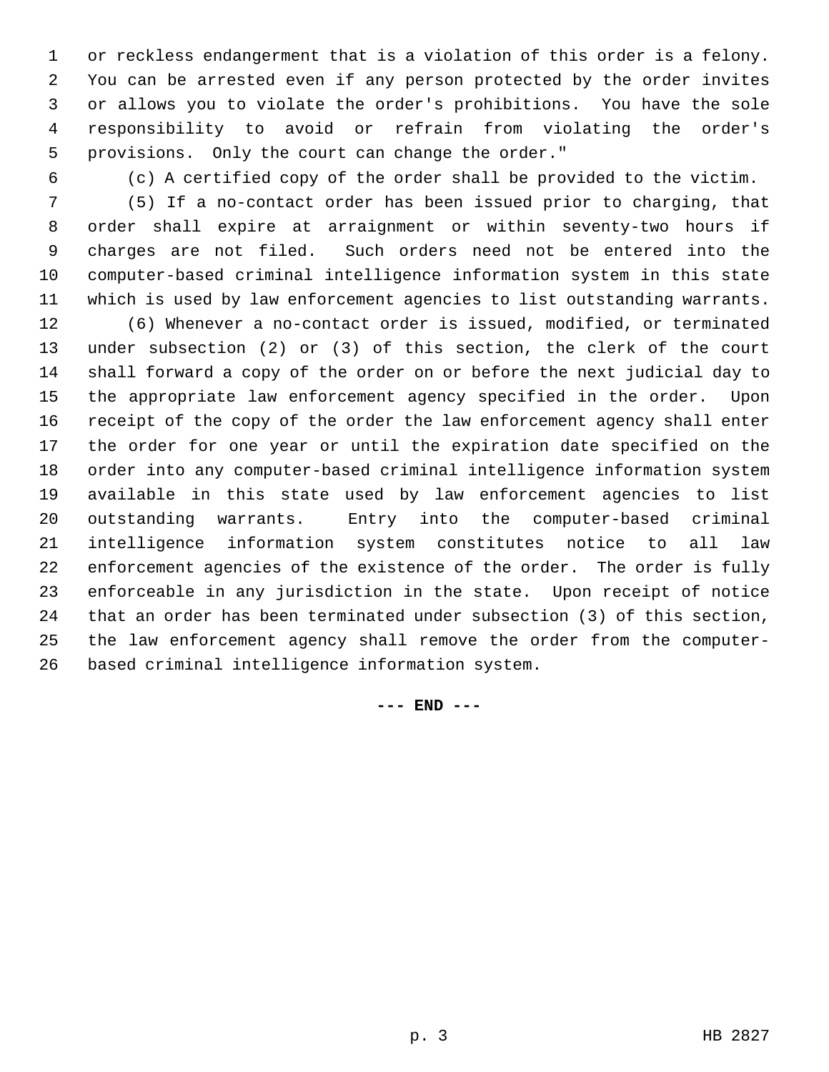or reckless endangerment that is a violation of this order is a felony. You can be arrested even if any person protected by the order invites or allows you to violate the order's prohibitions. You have the sole responsibility to avoid or refrain from violating the order's provisions. Only the court can change the order."

(c) A certified copy of the order shall be provided to the victim.

(5) If a no-contact order has been issued prior to charging, that order shall expire at arraignment or within seventy-two hours if charges are not filed. Such orders need not be entered into the computer-based criminal intelligence information system in this state which is used by law enforcement agencies to list outstanding warrants.

(6) Whenever a no-contact order is issued, modified, or terminated under subsection (2) or (3) of this section, the clerk of the court shall forward a copy of the order on or before the next judicial day to the appropriate law enforcement agency specified in the order. Upon receipt of the copy of the order the law enforcement agency shall enter the order for one year or until the expiration date specified on the order into any computer-based criminal intelligence information system available in this state used by law enforcement agencies to list outstanding warrants. Entry into the computer-based criminal intelligence information system constitutes notice to all law enforcement agencies of the existence of the order. The order is fully enforceable in any jurisdiction in the state. Upon receipt of notice that an order has been terminated under subsection (3) of this section, the law enforcement agency shall remove the order from the computer-based criminal intelligence information system.

**--- END ---**